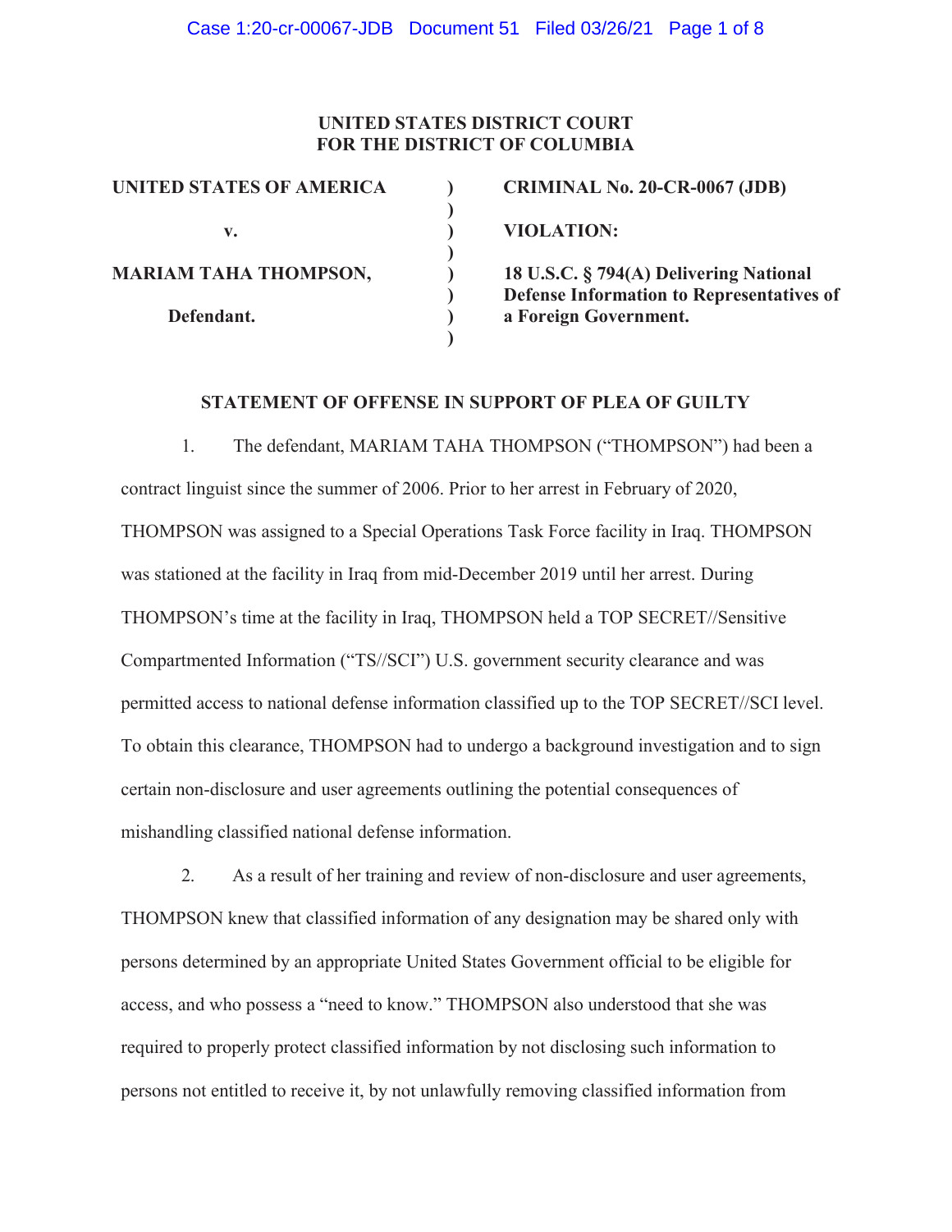**UNITED STATES DISTRICT COURT**
**FOR THE DISTRICT OF COLUMBIA**

| | | |
|---|---|---|
| **UNITED STATES OF AMERICA** | ) | **CRIMINAL No. 20-CR-0067 (JDB)** |
| | ) | |
| **v.** | ) | **VIOLATION:** |
| | ) | |
| **MARIAM TAHA THOMPSON,** | ) | **18 U.S.C. § 794(A) Delivering National Defense Information to Representatives of a Foreign Government.** |
| | ) | |
| **Defendant.** | ) | |
| | ) | |

## STATEMENT OF OFFENSE IN SUPPORT OF PLEA OF GUILTY

1. The defendant, MARIAM TAHA THOMPSON ("THOMPSON") had been a contract linguist since the summer of 2006. Prior to her arrest in February of 2020, THOMPSON was assigned to a Special Operations Task Force facility in Iraq. THOMPSON was stationed at the facility in Iraq from mid-December 2019 until her arrest. During THOMPSON's time at the facility in Iraq, THOMPSON held a TOP SECRET//Sensitive Compartmented Information ("TS//SCI") U.S. government security clearance and was permitted access to national defense information classified up to the TOP SECRET//SCI level. To obtain this clearance, THOMPSON had to undergo a background investigation and to sign certain non-disclosure and user agreements outlining the potential consequences of mishandling classified national defense information.

2. As a result of her training and review of non-disclosure and user agreements, THOMPSON knew that classified information of any designation may be shared only with persons determined by an appropriate United States Government official to be eligible for access, and who possess a "need to know." THOMPSON also understood that she was required to properly protect classified information by not disclosing such information to persons not entitled to receive it, by not unlawfully removing classified information from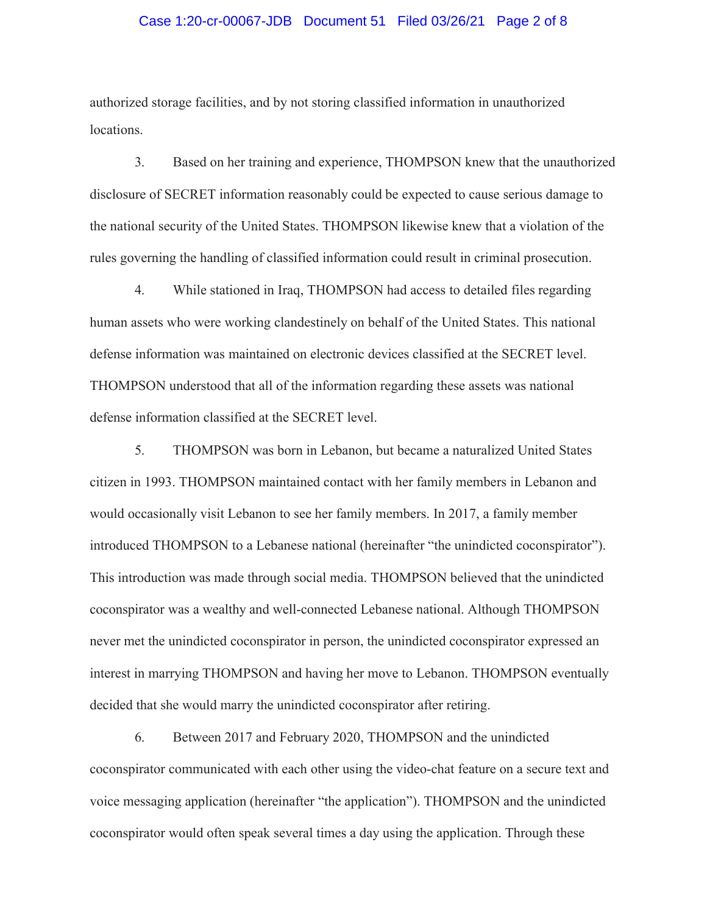authorized storage facilities, and by not storing classified information in unauthorized locations.

3. Based on her training and experience, THOMPSON knew that the unauthorized disclosure of SECRET information reasonably could be expected to cause serious damage to the national security of the United States. THOMPSON likewise knew that a violation of the rules governing the handling of classified information could result in criminal prosecution.

4. While stationed in Iraq, THOMPSON had access to detailed files regarding human assets who were working clandestinely on behalf of the United States. This national defense information was maintained on electronic devices classified at the SECRET level. THOMPSON understood that all of the information regarding these assets was national defense information classified at the SECRET level.

5. THOMPSON was born in Lebanon, but became a naturalized United States citizen in 1993. THOMPSON maintained contact with her family members in Lebanon and would occasionally visit Lebanon to see her family members. In 2017, a family member introduced THOMPSON to a Lebanese national (hereinafter "the unindicted coconspirator"). This introduction was made through social media. THOMPSON believed that the unindicted coconspirator was a wealthy and well-connected Lebanese national. Although THOMPSON never met the unindicted coconspirator in person, the unindicted coconspirator expressed an interest in marrying THOMPSON and having her move to Lebanon. THOMPSON eventually decided that she would marry the unindicted coconspirator after retiring.

6. Between 2017 and February 2020, THOMPSON and the unindicted coconspirator communicated with each other using the video-chat feature on a secure text and voice messaging application (hereinafter "the application"). THOMPSON and the unindicted coconspirator would often speak several times a day using the application. Through these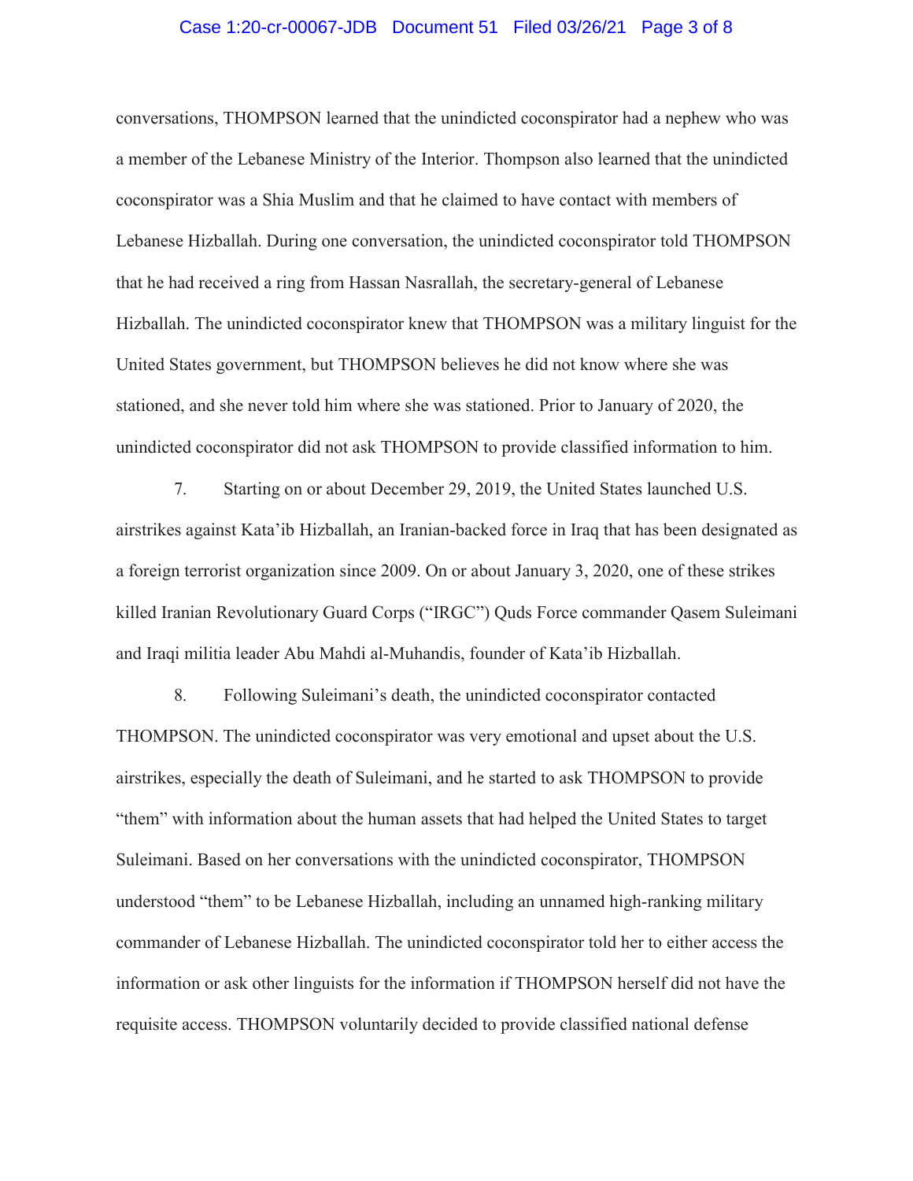conversations, THOMPSON learned that the unindicted coconspirator had a nephew who was a member of the Lebanese Ministry of the Interior. Thompson also learned that the unindicted coconspirator was a Shia Muslim and that he claimed to have contact with members of Lebanese Hizballah. During one conversation, the unindicted coconspirator told THOMPSON that he had received a ring from Hassan Nasrallah, the secretary-general of Lebanese Hizballah. The unindicted coconspirator knew that THOMPSON was a military linguist for the United States government, but THOMPSON believes he did not know where she was stationed, and she never told him where she was stationed. Prior to January of 2020, the unindicted coconspirator did not ask THOMPSON to provide classified information to him.

7. Starting on or about December 29, 2019, the United States launched U.S. airstrikes against Kata'ib Hizballah, an Iranian-backed force in Iraq that has been designated as a foreign terrorist organization since 2009. On or about January 3, 2020, one of these strikes killed Iranian Revolutionary Guard Corps ("IRGC") Quds Force commander Qasem Suleimani and Iraqi militia leader Abu Mahdi al-Muhandis, founder of Kata'ib Hizballah.

8. Following Suleimani's death, the unindicted coconspirator contacted THOMPSON. The unindicted coconspirator was very emotional and upset about the U.S. airstrikes, especially the death of Suleimani, and he started to ask THOMPSON to provide "them" with information about the human assets that had helped the United States to target Suleimani. Based on her conversations with the unindicted coconspirator, THOMPSON understood "them" to be Lebanese Hizballah, including an unnamed high-ranking military commander of Lebanese Hizballah. The unindicted coconspirator told her to either access the information or ask other linguists for the information if THOMPSON herself did not have the requisite access. THOMPSON voluntarily decided to provide classified national defense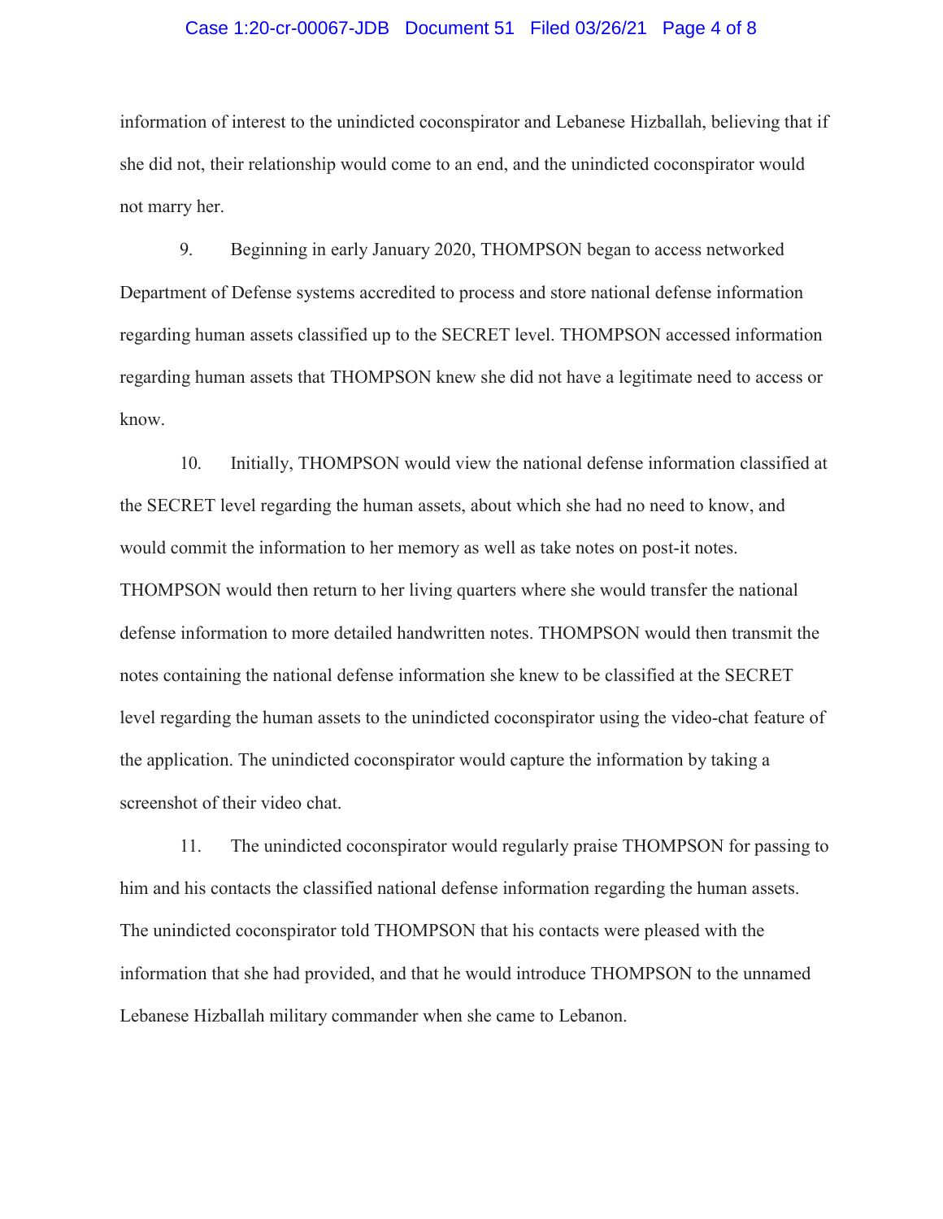information of interest to the unindicted coconspirator and Lebanese Hizballah, believing that if she did not, their relationship would come to an end, and the unindicted coconspirator would not marry her.

9. Beginning in early January 2020, THOMPSON began to access networked Department of Defense systems accredited to process and store national defense information regarding human assets classified up to the SECRET level. THOMPSON accessed information regarding human assets that THOMPSON knew she did not have a legitimate need to access or know.

10. Initially, THOMPSON would view the national defense information classified at the SECRET level regarding the human assets, about which she had no need to know, and would commit the information to her memory as well as take notes on post-it notes. THOMPSON would then return to her living quarters where she would transfer the national defense information to more detailed handwritten notes. THOMPSON would then transmit the notes containing the national defense information she knew to be classified at the SECRET level regarding the human assets to the unindicted coconspirator using the video-chat feature of the application. The unindicted coconspirator would capture the information by taking a screenshot of their video chat.

11. The unindicted coconspirator would regularly praise THOMPSON for passing to him and his contacts the classified national defense information regarding the human assets. The unindicted coconspirator told THOMPSON that his contacts were pleased with the information that she had provided, and that he would introduce THOMPSON to the unnamed Lebanese Hizballah military commander when she came to Lebanon.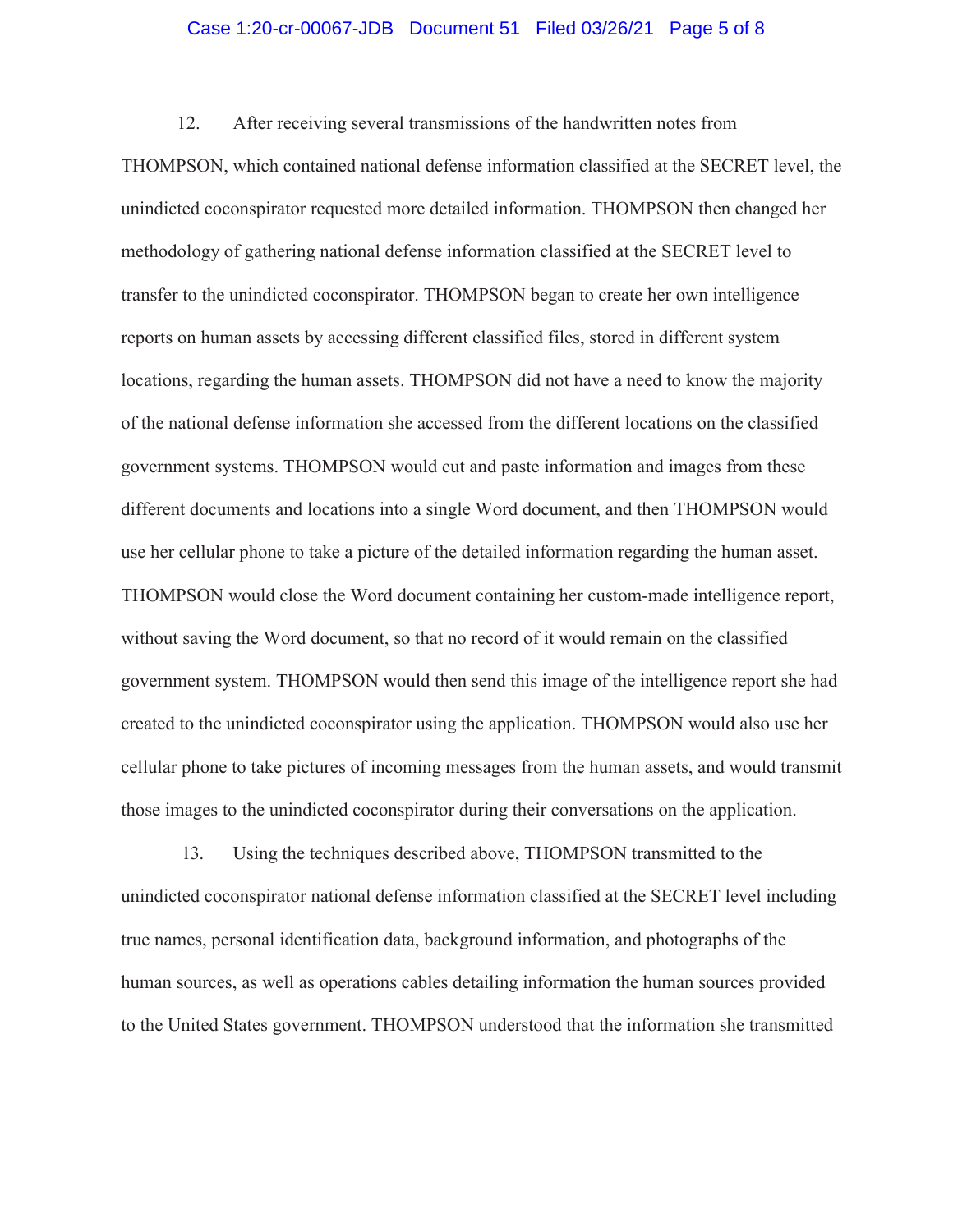12. After receiving several transmissions of the handwritten notes from THOMPSON, which contained national defense information classified at the SECRET level, the unindicted coconspirator requested more detailed information. THOMPSON then changed her methodology of gathering national defense information classified at the SECRET level to transfer to the unindicted coconspirator. THOMPSON began to create her own intelligence reports on human assets by accessing different classified files, stored in different system locations, regarding the human assets. THOMPSON did not have a need to know the majority of the national defense information she accessed from the different locations on the classified government systems. THOMPSON would cut and paste information and images from these different documents and locations into a single Word document, and then THOMPSON would use her cellular phone to take a picture of the detailed information regarding the human asset. THOMPSON would close the Word document containing her custom-made intelligence report, without saving the Word document, so that no record of it would remain on the classified government system. THOMPSON would then send this image of the intelligence report she had created to the unindicted coconspirator using the application. THOMPSON would also use her cellular phone to take pictures of incoming messages from the human assets, and would transmit those images to the unindicted coconspirator during their conversations on the application.

13. Using the techniques described above, THOMPSON transmitted to the unindicted coconspirator national defense information classified at the SECRET level including true names, personal identification data, background information, and photographs of the human sources, as well as operations cables detailing information the human sources provided to the United States government. THOMPSON understood that the information she transmitted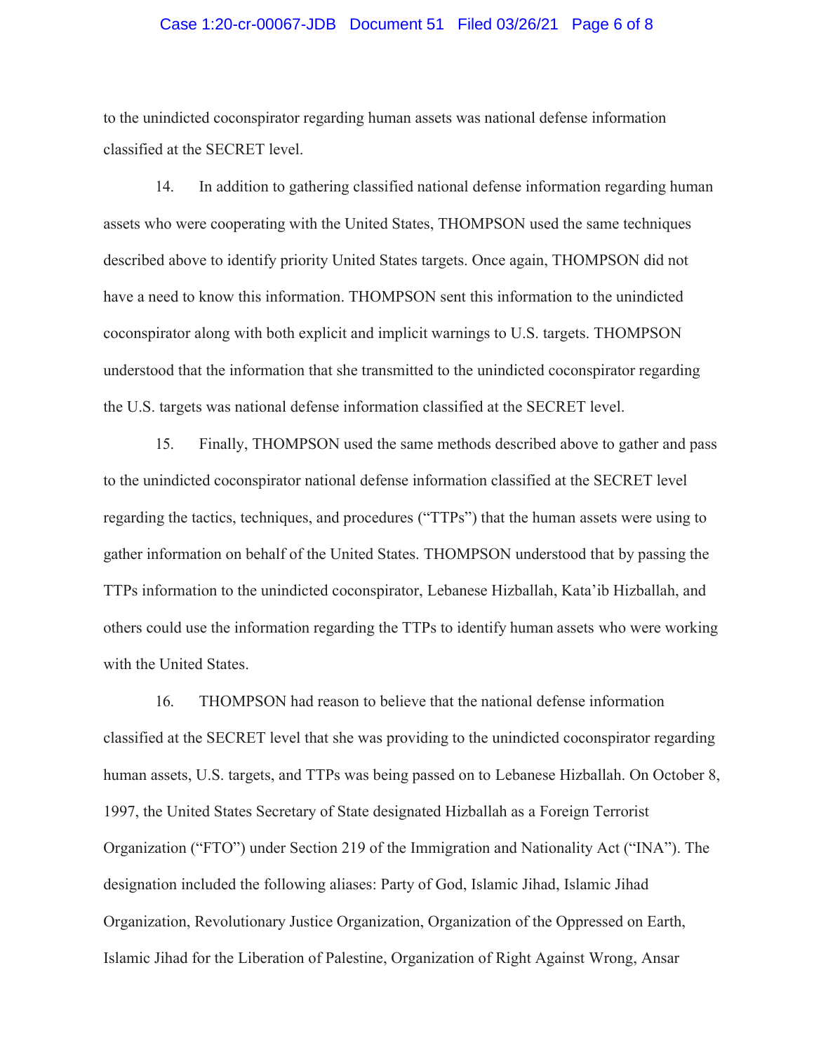to the unindicted coconspirator regarding human assets was national defense information classified at the SECRET level.

14. In addition to gathering classified national defense information regarding human assets who were cooperating with the United States, THOMPSON used the same techniques described above to identify priority United States targets. Once again, THOMPSON did not have a need to know this information. THOMPSON sent this information to the unindicted coconspirator along with both explicit and implicit warnings to U.S. targets. THOMPSON understood that the information that she transmitted to the unindicted coconspirator regarding the U.S. targets was national defense information classified at the SECRET level.

15. Finally, THOMPSON used the same methods described above to gather and pass to the unindicted coconspirator national defense information classified at the SECRET level regarding the tactics, techniques, and procedures ("TTPs") that the human assets were using to gather information on behalf of the United States. THOMPSON understood that by passing the TTPs information to the unindicted coconspirator, Lebanese Hizballah, Kata'ib Hizballah, and others could use the information regarding the TTPs to identify human assets who were working with the United States.

16. THOMPSON had reason to believe that the national defense information classified at the SECRET level that she was providing to the unindicted coconspirator regarding human assets, U.S. targets, and TTPs was being passed on to Lebanese Hizballah. On October 8, 1997, the United States Secretary of State designated Hizballah as a Foreign Terrorist Organization ("FTO") under Section 219 of the Immigration and Nationality Act ("INA"). The designation included the following aliases: Party of God, Islamic Jihad, Islamic Jihad Organization, Revolutionary Justice Organization, Organization of the Oppressed on Earth, Islamic Jihad for the Liberation of Palestine, Organization of Right Against Wrong, Ansar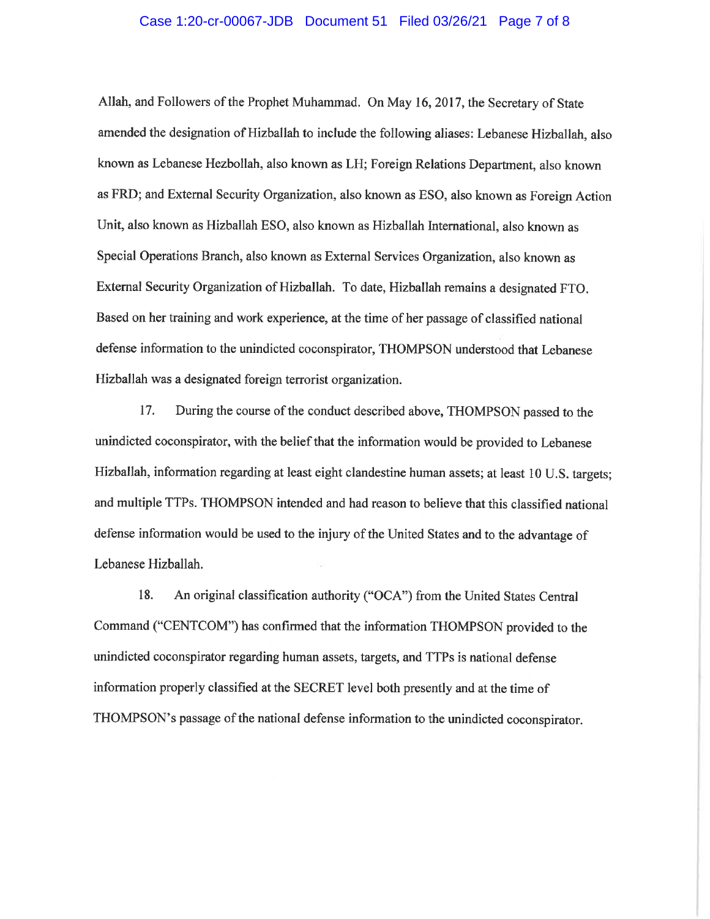Allah, and Followers of the Prophet Muhammad. On May 16, 2017, the Secretary of State amended the designation of Hizballah to include the following aliases: Lebanese Hizballah, also known as Lebanese Hezbollah, also known as LH; Foreign Relations Department, also known as FRD; and External Security Organization, also known as ESO, also known as Foreign Action Unit, also known as Hizballah ESO, also known as Hizballah International, also known as Special Operations Branch, also known as External Services Organization, also known as External Security Organization of Hizballah. To date, Hizballah remains a designated FTO. Based on her training and work experience, at the time of her passage of classified national defense information to the unindicted coconspirator, THOMPSON understood that Lebanese Hizballah was a designated foreign terrorist organization.

17. During the course of the conduct described above, THOMPSON passed to the unindicted coconspirator, with the belief that the information would be provided to Lebanese Hizballah, information regarding at least eight clandestine human assets; at least 10 U.S. targets; and multiple TTPs. THOMPSON intended and had reason to believe that this classified national defense information would be used to the injury of the United States and to the advantage of Lebanese Hizballah.

18. An original classification authority ("OCA") from the United States Central Command ("CENTCOM") has confirmed that the information THOMPSON provided to the unindicted coconspirator regarding human assets, targets, and TTPs is national defense information properly classified at the SECRET level both presently and at the time of THOMPSON's passage of the national defense information to the unindicted coconspirator.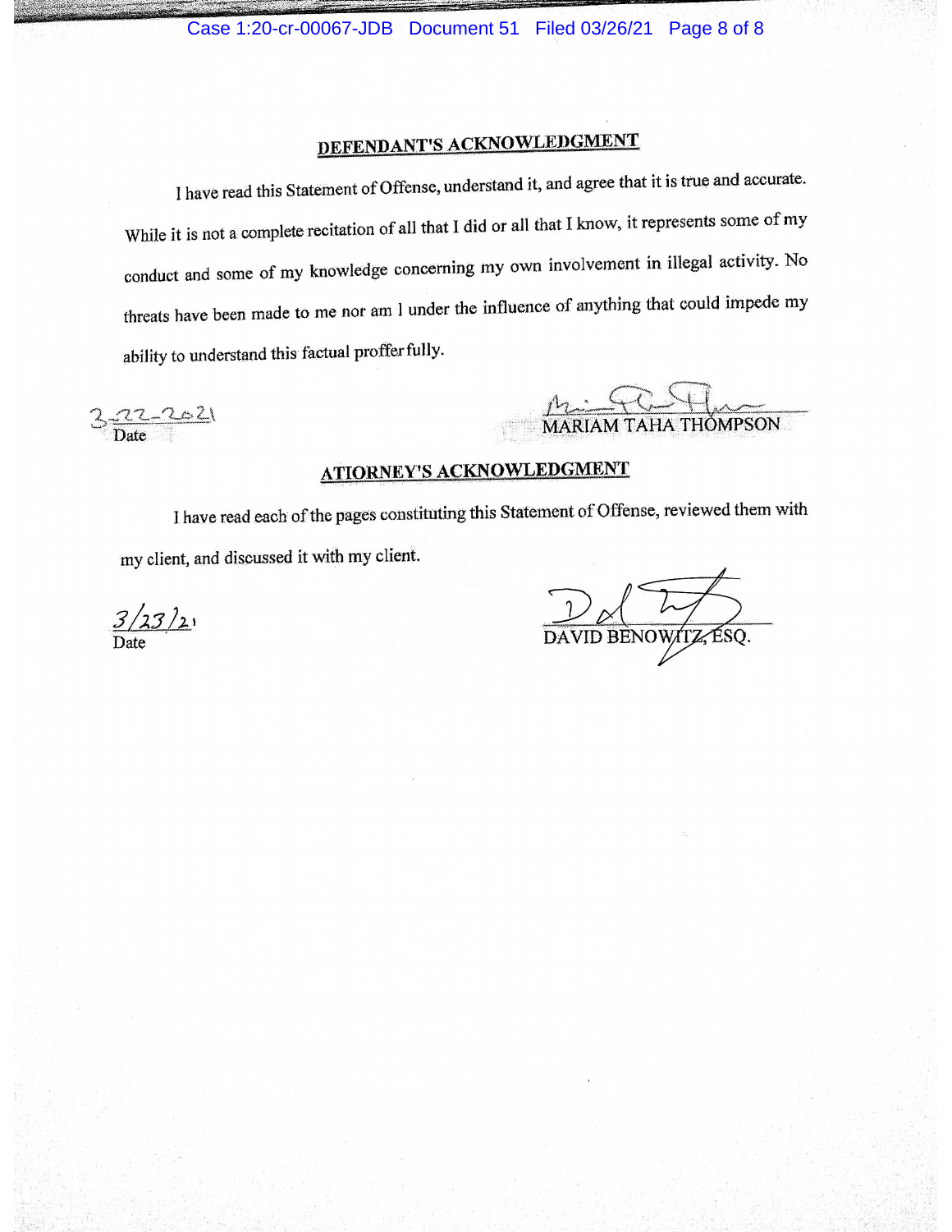## DEFENDANT'S ACKNOWLEDGMENT

I have read this Statement of Offense, understand it, and agree that it is true and accurate. While it is not a complete recitation of all that I did or all that I know, it represents some of my conduct and some of my knowledge concerning my own involvement in illegal activity. No threats have been made to me nor am I under the influence of anything that could impede my ability to understand this factual proffer fully.

3-22-2021
Date

MARIAM TAHA THOMPSON

## ATTORNEY'S ACKNOWLEDGMENT

I have read each of the pages constituting this Statement of Offense, reviewed them with my client, and discussed it with my client.

3/23/21
Date

DAVID BENOWITZ, ESQ.